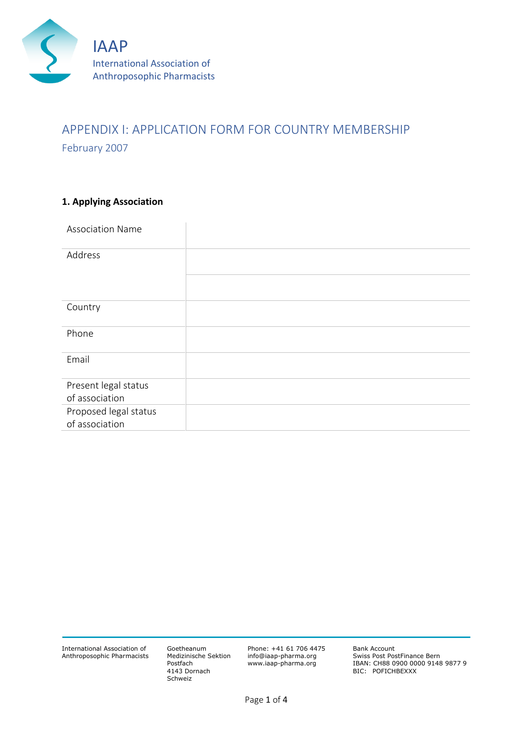IAAP
International Association of Anthroposophic Pharmacists

# APPENDIX I: APPLICATION FORM FOR COUNTRY MEMBERSHIP

February 2007

### 1. Applying Association

| | |
|---|---|
| Association Name | |
| Address | |
| | |
| Country | |
| Phone | |
| Email | |
| Present legal status of association | |
| Proposed legal status of association | |

International Association of Anthroposophic Pharmacists
Goetheanum
Medizinische Sektion
Postfach
4143 Dornach
Schweiz

Phone: +41 61 706 4475
info@iaap-pharma.org
www.iaap-pharma.org

Bank Account
Swiss Post PostFinance Bern
IBAN: CH88 0900 0000 9148 9877 9
BIC: POFICHBEXXX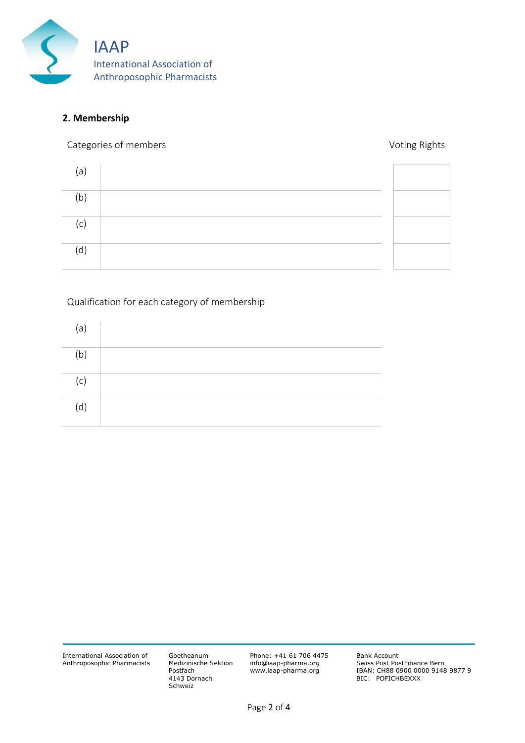## 2. Membership

| Categories of members | | Voting Rights |
|---|---|---|
| (a) | | |
| (b) | | |
| (c) | | |
| (d) | | |

Qualification for each category of membership

| | |
|---|---|
| (a) | |
| (b) | |
| (c) | |
| (d) | |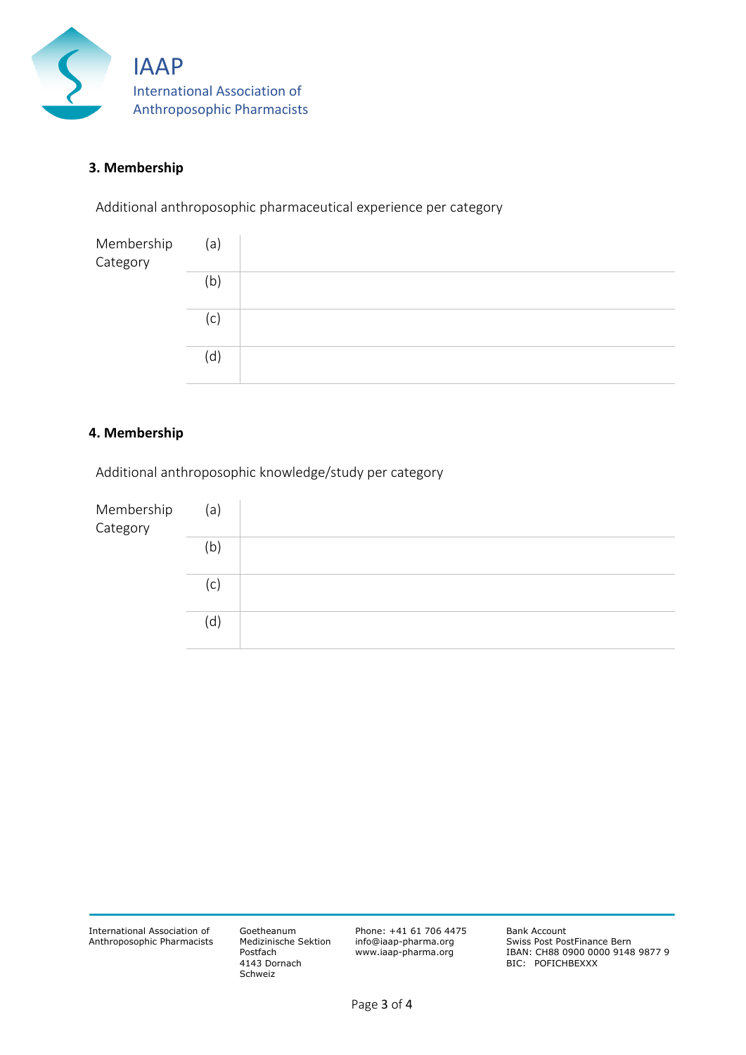### 3. Membership

Additional anthroposophic pharmaceutical experience per category

| Membership Category | | |
|---|---|---|
| | (a) | |
| | (b) | |
| | (c) | |
| | (d) | |

### 4. Membership

Additional anthroposophic knowledge/study per category

| Membership Category | | |
|---|---|---|
| | (a) | |
| | (b) | |
| | (c) | |
| | (d) | |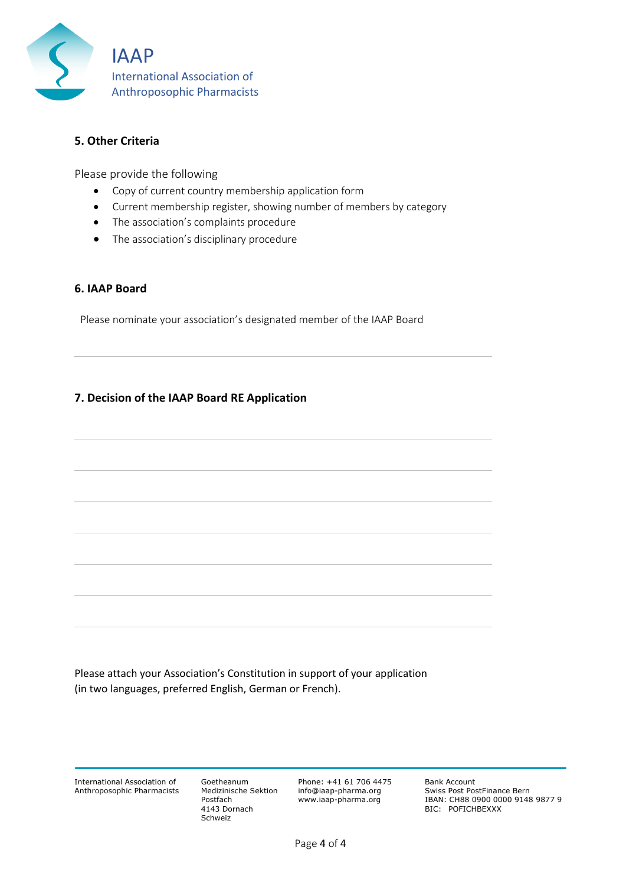## 5. Other Criteria

Please provide the following

- Copy of current country membership application form
- Current membership register, showing number of members by category
- The association's complaints procedure
- The association's disciplinary procedure

## 6. IAAP Board

Please nominate your association's designated member of the IAAP Board

## 7. Decision of the IAAP Board RE Application

Please attach your Association's Constitution in support of your application (in two languages, preferred English, German or French).